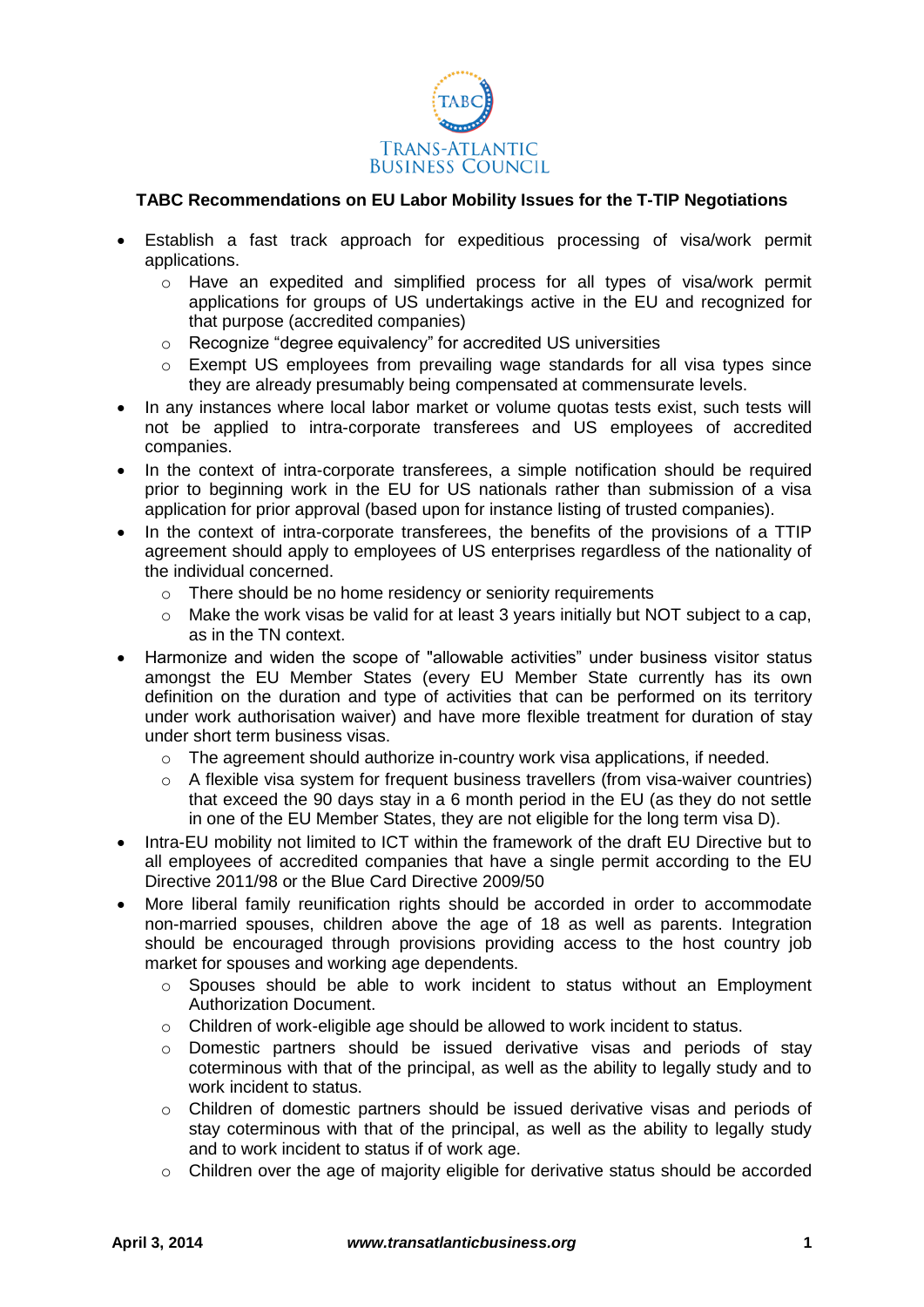TABC

TRANS-ATLANTIC BUSINESS COUNCIL

**TABC Recommendations on EU Labor Mobility Issues for the T-TIP Negotiations**

- Establish a fast track approach for expeditious processing of visa/work permit applications.
  - Have an expedited and simplified process for all types of visa/work permit applications for groups of US undertakings active in the EU and recognized for that purpose (accredited companies)
  - Recognize "degree equivalency" for accredited US universities
  - Exempt US employees from prevailing wage standards for all visa types since they are already presumably being compensated at commensurate levels.
- In any instances where local labor market or volume quotas tests exist, such tests will not be applied to intra-corporate transferees and US employees of accredited companies.
- In the context of intra-corporate transferees, a simple notification should be required prior to beginning work in the EU for US nationals rather than submission of a visa application for prior approval (based upon for instance listing of trusted companies).
- In the context of intra-corporate transferees, the benefits of the provisions of a TTIP agreement should apply to employees of US enterprises regardless of the nationality of the individual concerned.
  - There should be no home residency or seniority requirements
  - Make the work visas be valid for at least 3 years initially but NOT subject to a cap, as in the TN context.
- Harmonize and widen the scope of "allowable activities" under business visitor status amongst the EU Member States (every EU Member State currently has its own definition on the duration and type of activities that can be performed on its territory under work authorisation waiver) and have more flexible treatment for duration of stay under short term business visas.
  - The agreement should authorize in-country work visa applications, if needed.
  - A flexible visa system for frequent business travellers (from visa-waiver countries) that exceed the 90 days stay in a 6 month period in the EU (as they do not settle in one of the EU Member States, they are not eligible for the long term visa D).
- Intra-EU mobility not limited to ICT within the framework of the draft EU Directive but to all employees of accredited companies that have a single permit according to the EU Directive 2011/98 or the Blue Card Directive 2009/50
- More liberal family reunification rights should be accorded in order to accommodate non-married spouses, children above the age of 18 as well as parents. Integration should be encouraged through provisions providing access to the host country job market for spouses and working age dependents.
  - Spouses should be able to work incident to status without an Employment Authorization Document.
  - Children of work-eligible age should be allowed to work incident to status.
  - Domestic partners should be issued derivative visas and periods of stay coterminous with that of the principal, as well as the ability to legally study and to work incident to status.
  - Children of domestic partners should be issued derivative visas and periods of stay coterminous with that of the principal, as well as the ability to legally study and to work incident to status if of work age.
  - Children over the age of majority eligible for derivative status should be accorded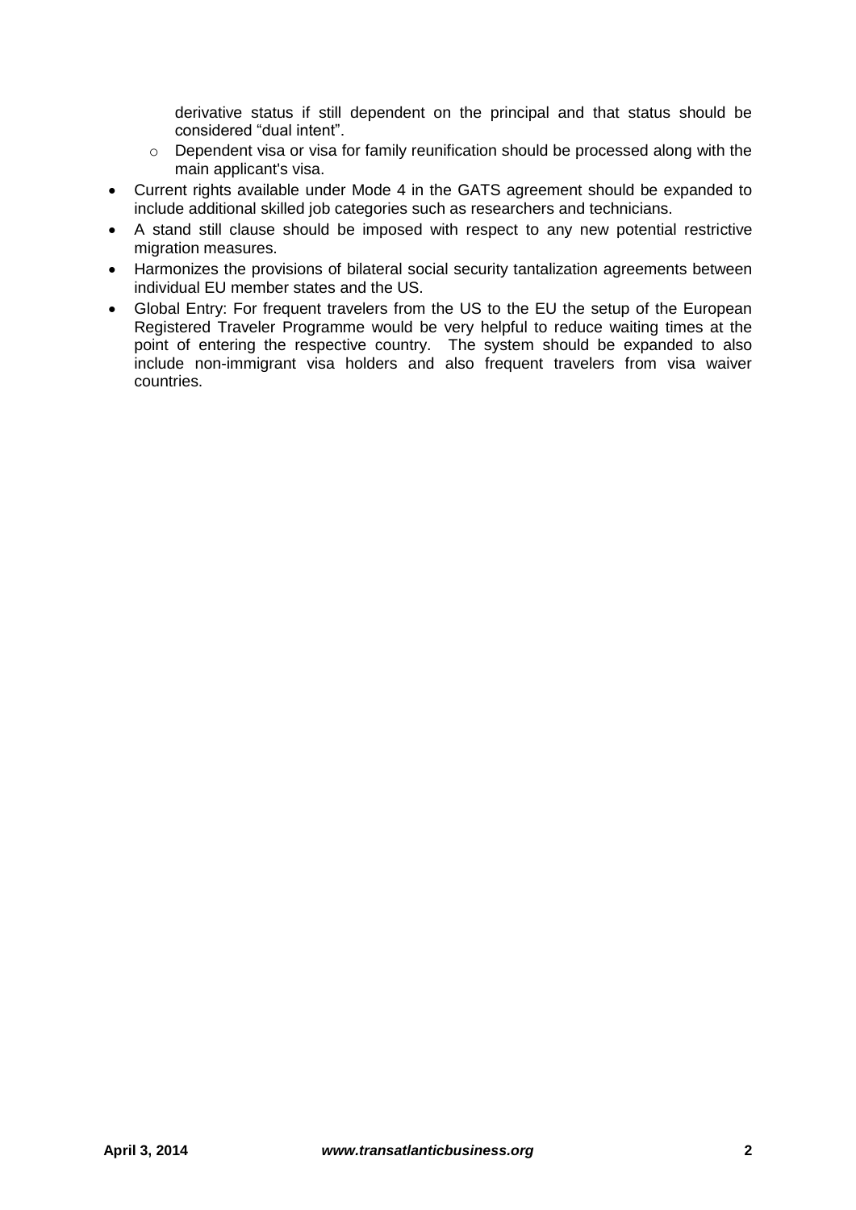derivative status if still dependent on the principal and that status should be considered "dual intent".
    - Dependent visa or visa for family reunification should be processed along with the main applicant's visa.
- Current rights available under Mode 4 in the GATS agreement should be expanded to include additional skilled job categories such as researchers and technicians.
- A stand still clause should be imposed with respect to any new potential restrictive migration measures.
- Harmonizes the provisions of bilateral social security tantalization agreements between individual EU member states and the US.
- Global Entry: For frequent travelers from the US to the EU the setup of the European Registered Traveler Programme would be very helpful to reduce waiting times at the point of entering the respective country. The system should be expanded to also include non-immigrant visa holders and also frequent travelers from visa waiver countries.